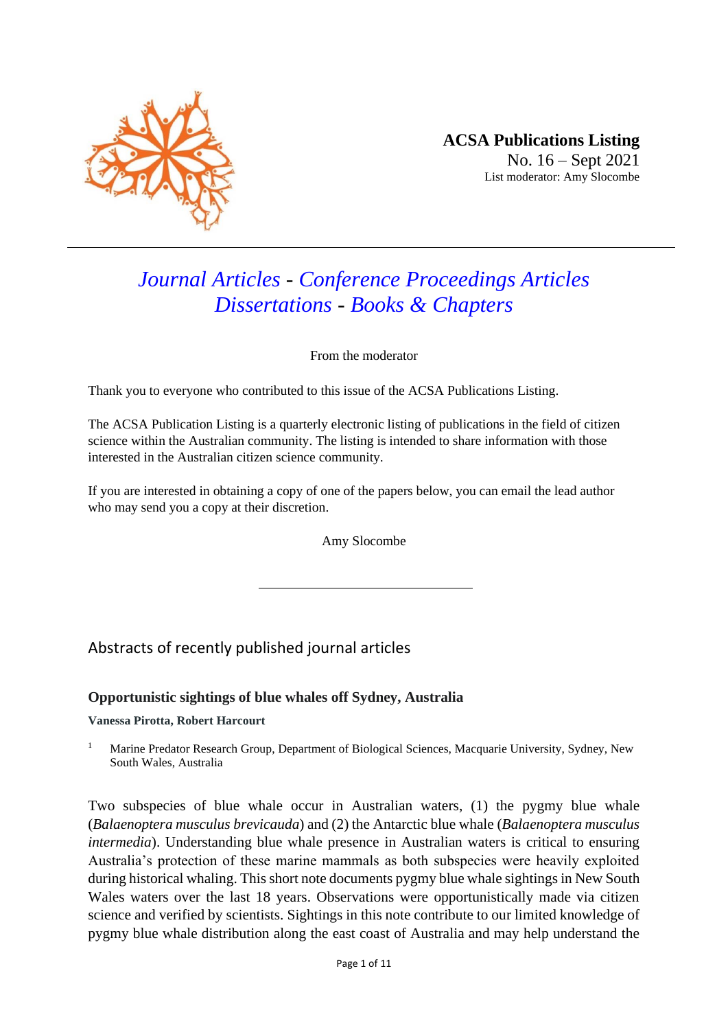**ACSA Publications Listing**
No. 16 – Sept 2021
List moderator: Amy Slocombe

---

# *Journal Articles* - *Conference Proceedings Articles* *Dissertations* - *Books & Chapters*

From the moderator

Thank you to everyone who contributed to this issue of the ACSA Publications Listing.

The ACSA Publication Listing is a quarterly electronic listing of publications in the field of citizen science within the Australian community. The listing is intended to share information with those interested in the Australian citizen science community.

If you are interested in obtaining a copy of one of the papers below, you can email the lead author who may send you a copy at their discretion.

Amy Slocombe

---

## Abstracts of recently published journal articles

### Opportunistic sightings of blue whales off Sydney, Australia

**Vanessa Pirotta, Robert Harcourt**

[1] Marine Predator Research Group, Department of Biological Sciences, Macquarie University, Sydney, New South Wales, Australia

Two subspecies of blue whale occur in Australian waters, (1) the pygmy blue whale (*Balaenoptera musculus brevicauda*) and (2) the Antarctic blue whale (*Balaenoptera musculus intermedia*). Understanding blue whale presence in Australian waters is critical to ensuring Australia's protection of these marine mammals as both subspecies were heavily exploited during historical whaling. This short note documents pygmy blue whale sightings in New South Wales waters over the last 18 years. Observations were opportunistically made via citizen science and verified by scientists. Sightings in this note contribute to our limited knowledge of pygmy blue whale distribution along the east coast of Australia and may help understand the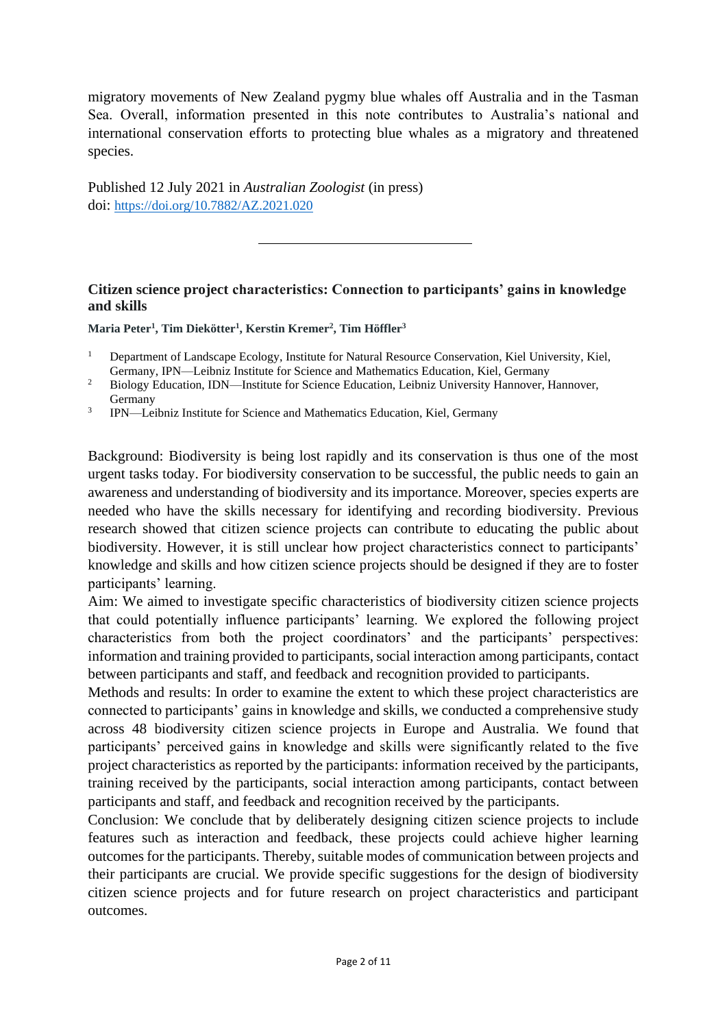migratory movements of New Zealand pygmy blue whales off Australia and in the Tasman Sea. Overall, information presented in this note contributes to Australia's national and international conservation efforts to protecting blue whales as a migratory and threatened species.

Published 12 July 2021 in *Australian Zoologist* (in press)
doi: https://doi.org/10.7882/AZ.2021.020

---

### Citizen science project characteristics: Connection to participants' gains in knowledge and skills

**Maria Peter[1], Tim Diekötter[1], Kerstin Kremer[2], Tim Höffler[3]**

[1] Department of Landscape Ecology, Institute for Natural Resource Conservation, Kiel University, Kiel, Germany, IPN—Leibniz Institute for Science and Mathematics Education, Kiel, Germany
[2] Biology Education, IDN—Institute for Science Education, Leibniz University Hannover, Hannover, Germany
[3] IPN—Leibniz Institute for Science and Mathematics Education, Kiel, Germany

Background: Biodiversity is being lost rapidly and its conservation is thus one of the most urgent tasks today. For biodiversity conservation to be successful, the public needs to gain an awareness and understanding of biodiversity and its importance. Moreover, species experts are needed who have the skills necessary for identifying and recording biodiversity. Previous research showed that citizen science projects can contribute to educating the public about biodiversity. However, it is still unclear how project characteristics connect to participants' knowledge and skills and how citizen science projects should be designed if they are to foster participants' learning.
Aim: We aimed to investigate specific characteristics of biodiversity citizen science projects that could potentially influence participants' learning. We explored the following project characteristics from both the project coordinators' and the participants' perspectives: information and training provided to participants, social interaction among participants, contact between participants and staff, and feedback and recognition provided to participants.
Methods and results: In order to examine the extent to which these project characteristics are connected to participants' gains in knowledge and skills, we conducted a comprehensive study across 48 biodiversity citizen science projects in Europe and Australia. We found that participants' perceived gains in knowledge and skills were significantly related to the five project characteristics as reported by the participants: information received by the participants, training received by the participants, social interaction among participants, contact between participants and staff, and feedback and recognition received by the participants.
Conclusion: We conclude that by deliberately designing citizen science projects to include features such as interaction and feedback, these projects could achieve higher learning outcomes for the participants. Thereby, suitable modes of communication between projects and their participants are crucial. We provide specific suggestions for the design of biodiversity citizen science projects and for future research on project characteristics and participant outcomes.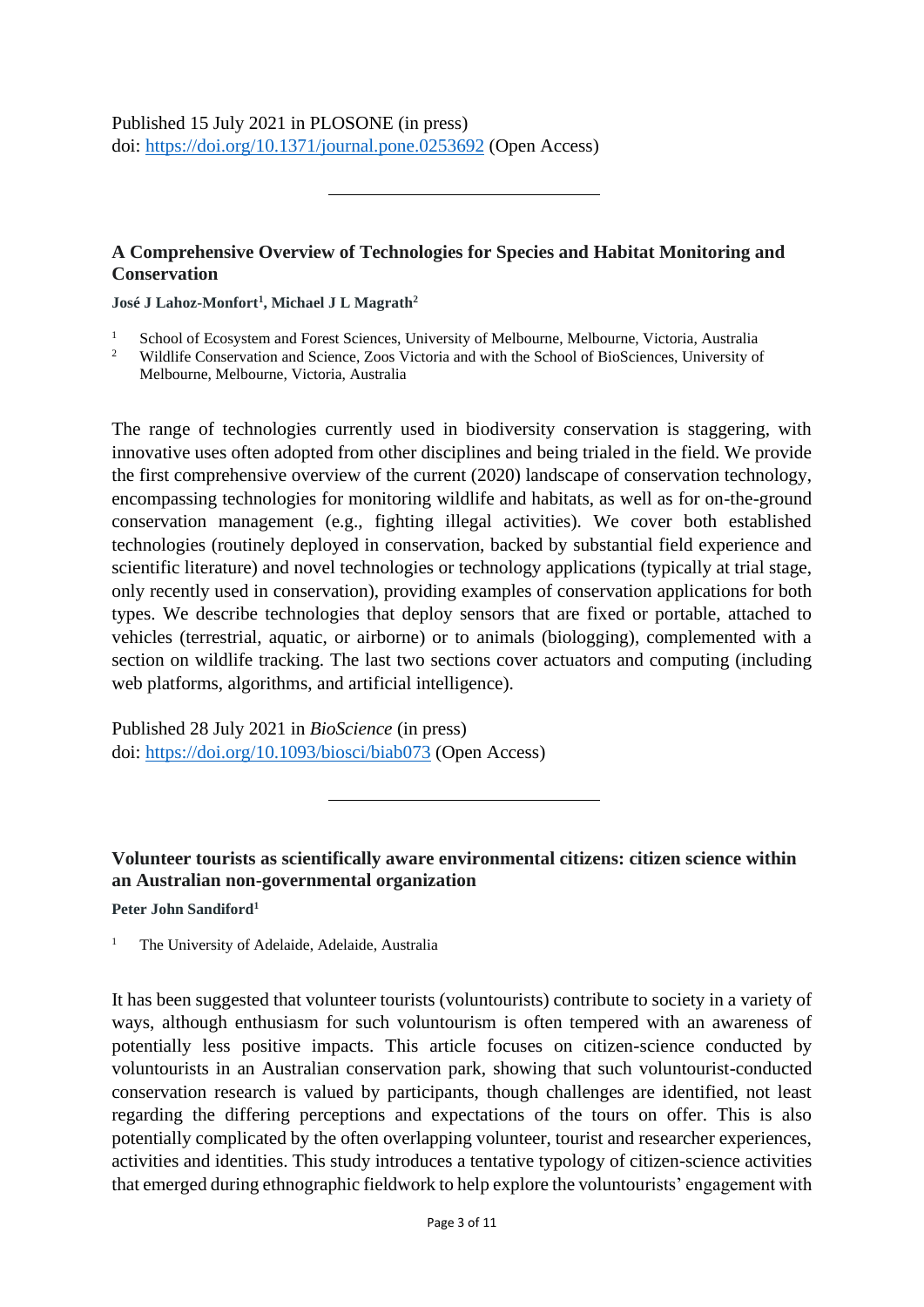Published 15 July 2021 in PLOSONE (in press)
doi: https://doi.org/10.1371/journal.pone.0253692 (Open Access)

---

### A Comprehensive Overview of Technologies for Species and Habitat Monitoring and Conservation

**José J Lahoz-Monfort[1], Michael J L Magrath[2]**

[1] School of Ecosystem and Forest Sciences, University of Melbourne, Melbourne, Victoria, Australia
[2] Wildlife Conservation and Science, Zoos Victoria and with the School of BioSciences, University of Melbourne, Melbourne, Victoria, Australia

The range of technologies currently used in biodiversity conservation is staggering, with innovative uses often adopted from other disciplines and being trialed in the field. We provide the first comprehensive overview of the current (2020) landscape of conservation technology, encompassing technologies for monitoring wildlife and habitats, as well as for on-the-ground conservation management (e.g., fighting illegal activities). We cover both established technologies (routinely deployed in conservation, backed by substantial field experience and scientific literature) and novel technologies or technology applications (typically at trial stage, only recently used in conservation), providing examples of conservation applications for both types. We describe technologies that deploy sensors that are fixed or portable, attached to vehicles (terrestrial, aquatic, or airborne) or to animals (biologging), complemented with a section on wildlife tracking. The last two sections cover actuators and computing (including web platforms, algorithms, and artificial intelligence).

Published 28 July 2021 in *BioScience* (in press)
doi: https://doi.org/10.1093/biosci/biab073 (Open Access)

---

### Volunteer tourists as scientifically aware environmental citizens: citizen science within an Australian non-governmental organization

**Peter John Sandiford[1]**

[1] The University of Adelaide, Adelaide, Australia

It has been suggested that volunteer tourists (voluntourists) contribute to society in a variety of ways, although enthusiasm for such voluntourism is often tempered with an awareness of potentially less positive impacts. This article focuses on citizen-science conducted by voluntourists in an Australian conservation park, showing that such voluntourist-conducted conservation research is valued by participants, though challenges are identified, not least regarding the differing perceptions and expectations of the tours on offer. This is also potentially complicated by the often overlapping volunteer, tourist and researcher experiences, activities and identities. This study introduces a tentative typology of citizen-science activities that emerged during ethnographic fieldwork to help explore the voluntourists' engagement with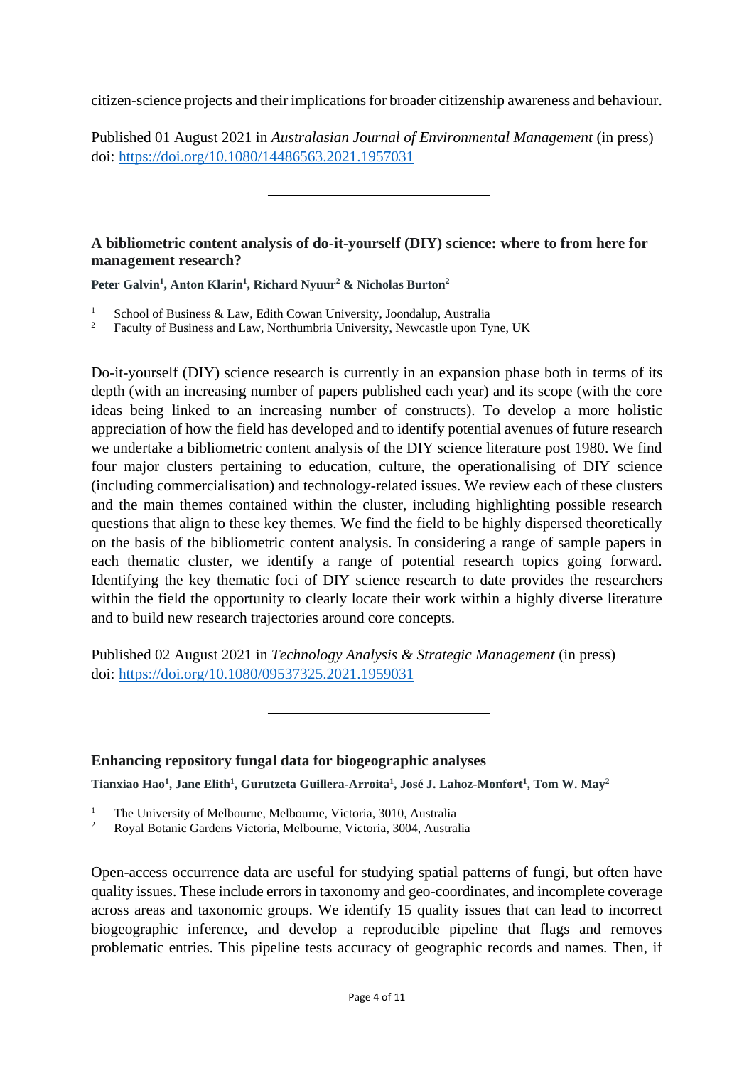citizen-science projects and their implications for broader citizenship awareness and behaviour.

Published 01 August 2021 in *Australasian Journal of Environmental Management* (in press)
doi: https://doi.org/10.1080/14486563.2021.1957031

---

### A bibliometric content analysis of do-it-yourself (DIY) science: where to from here for management research?

**Peter Galvin[1], Anton Klarin[1], Richard Nyuur[2] & Nicholas Burton[2]**

[1] School of Business & Law, Edith Cowan University, Joondalup, Australia
[2] Faculty of Business and Law, Northumbria University, Newcastle upon Tyne, UK

Do-it-yourself (DIY) science research is currently in an expansion phase both in terms of its depth (with an increasing number of papers published each year) and its scope (with the core ideas being linked to an increasing number of constructs). To develop a more holistic appreciation of how the field has developed and to identify potential avenues of future research we undertake a bibliometric content analysis of the DIY science literature post 1980. We find four major clusters pertaining to education, culture, the operationalising of DIY science (including commercialisation) and technology-related issues. We review each of these clusters and the main themes contained within the cluster, including highlighting possible research questions that align to these key themes. We find the field to be highly dispersed theoretically on the basis of the bibliometric content analysis. In considering a range of sample papers in each thematic cluster, we identify a range of potential research topics going forward. Identifying the key thematic foci of DIY science research to date provides the researchers within the field the opportunity to clearly locate their work within a highly diverse literature and to build new research trajectories around core concepts.

Published 02 August 2021 in *Technology Analysis & Strategic Management* (in press)
doi: https://doi.org/10.1080/09537325.2021.1959031

---

### Enhancing repository fungal data for biogeographic analyses

**Tianxiao Hao[1], Jane Elith[1], Gurutzeta Guillera-Arroita[1], José J. Lahoz-Monfort[1], Tom W. May[2]**

[1] The University of Melbourne, Melbourne, Victoria, 3010, Australia
[2] Royal Botanic Gardens Victoria, Melbourne, Victoria, 3004, Australia

Open-access occurrence data are useful for studying spatial patterns of fungi, but often have quality issues. These include errors in taxonomy and geo-coordinates, and incomplete coverage across areas and taxonomic groups. We identify 15 quality issues that can lead to incorrect biogeographic inference, and develop a reproducible pipeline that flags and removes problematic entries. This pipeline tests accuracy of geographic records and names. Then, if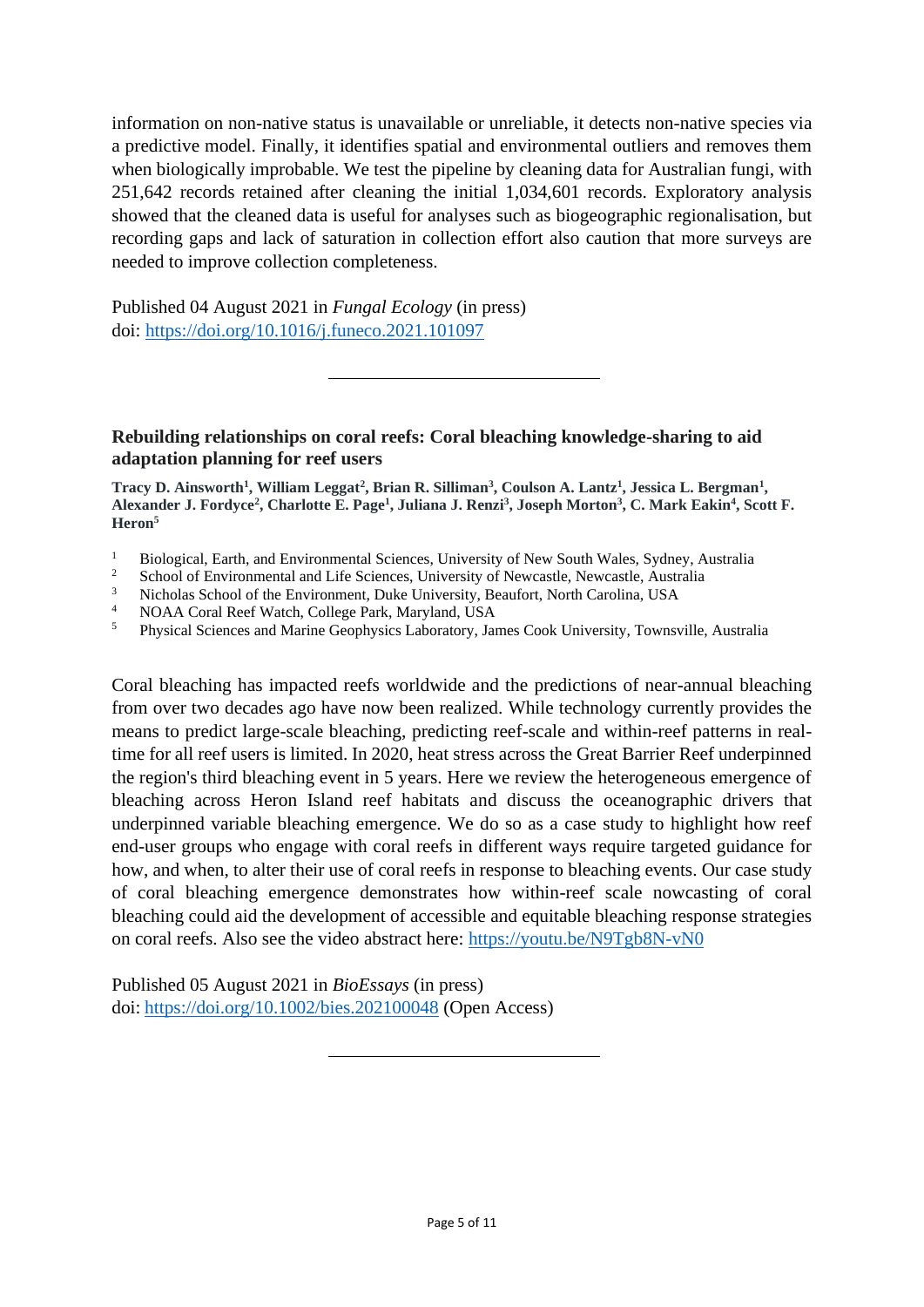information on non-native status is unavailable or unreliable, it detects non-native species via a predictive model. Finally, it identifies spatial and environmental outliers and removes them when biologically improbable. We test the pipeline by cleaning data for Australian fungi, with 251,642 records retained after cleaning the initial 1,034,601 records. Exploratory analysis showed that the cleaned data is useful for analyses such as biogeographic regionalisation, but recording gaps and lack of saturation in collection effort also caution that more surveys are needed to improve collection completeness.

Published 04 August 2021 in *Fungal Ecology* (in press)
doi: https://doi.org/10.1016/j.funeco.2021.101097

---

### Rebuilding relationships on coral reefs: Coral bleaching knowledge-sharing to aid adaptation planning for reef users

**Tracy D. Ainsworth[1], William Leggat[2], Brian R. Silliman[3], Coulson A. Lantz[1], Jessica L. Bergman[1], Alexander J. Fordyce[2], Charlotte E. Page[1], Juliana J. Renzi[3], Joseph Morton[3], C. Mark Eakin[4], Scott F. Heron[5]**

[1] Biological, Earth, and Environmental Sciences, University of New South Wales, Sydney, Australia
[2] School of Environmental and Life Sciences, University of Newcastle, Newcastle, Australia
[3] Nicholas School of the Environment, Duke University, Beaufort, North Carolina, USA
[4] NOAA Coral Reef Watch, College Park, Maryland, USA
[5] Physical Sciences and Marine Geophysics Laboratory, James Cook University, Townsville, Australia

Coral bleaching has impacted reefs worldwide and the predictions of near-annual bleaching from over two decades ago have now been realized. While technology currently provides the means to predict large-scale bleaching, predicting reef-scale and within-reef patterns in real-time for all reef users is limited. In 2020, heat stress across the Great Barrier Reef underpinned the region's third bleaching event in 5 years. Here we review the heterogeneous emergence of bleaching across Heron Island reef habitats and discuss the oceanographic drivers that underpinned variable bleaching emergence. We do so as a case study to highlight how reef end-user groups who engage with coral reefs in different ways require targeted guidance for how, and when, to alter their use of coral reefs in response to bleaching events. Our case study of coral bleaching emergence demonstrates how within-reef scale nowcasting of coral bleaching could aid the development of accessible and equitable bleaching response strategies on coral reefs. Also see the video abstract here: https://youtu.be/N9Tgb8N-vN0

Published 05 August 2021 in *BioEssays* (in press)
doi: https://doi.org/10.1002/bies.202100048 (Open Access)

---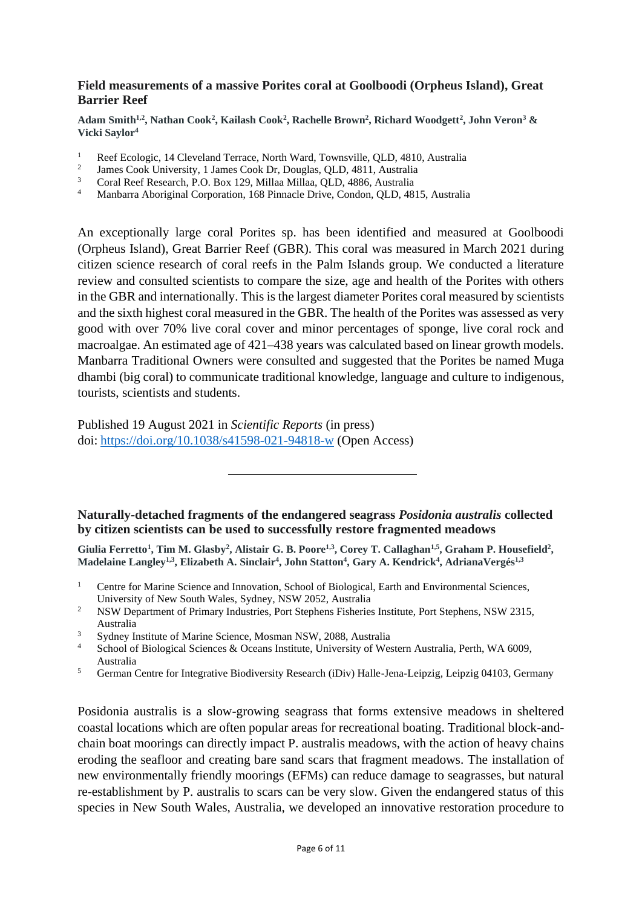### Field measurements of a massive Porites coral at Goolboodi (Orpheus Island), Great Barrier Reef

**Adam Smith[1,2], Nathan Cook[2], Kailash Cook[2], Rachelle Brown[2], Richard Woodgett[2], John Veron[3] & Vicki Saylor[4]**

[1] Reef Ecologic, 14 Cleveland Terrace, North Ward, Townsville, QLD, 4810, Australia
[2] James Cook University, 1 James Cook Dr, Douglas, QLD, 4811, Australia
[3] Coral Reef Research, P.O. Box 129, Millaa Millaa, QLD, 4886, Australia
[4] Manbarra Aboriginal Corporation, 168 Pinnacle Drive, Condon, QLD, 4815, Australia

An exceptionally large coral Porites sp. has been identified and measured at Goolboodi (Orpheus Island), Great Barrier Reef (GBR). This coral was measured in March 2021 during citizen science research of coral reefs in the Palm Islands group. We conducted a literature review and consulted scientists to compare the size, age and health of the Porites with others in the GBR and internationally. This is the largest diameter Porites coral measured by scientists and the sixth highest coral measured in the GBR. The health of the Porites was assessed as very good with over 70% live coral cover and minor percentages of sponge, live coral rock and macroalgae. An estimated age of 421–438 years was calculated based on linear growth models. Manbarra Traditional Owners were consulted and suggested that the Porites be named Muga dhambi (big coral) to communicate traditional knowledge, language and culture to indigenous, tourists, scientists and students.

Published 19 August 2021 in *Scientific Reports* (in press)
doi: https://doi.org/10.1038/s41598-021-94818-w (Open Access)

---

### Naturally-detached fragments of the endangered seagrass *Posidonia australis* collected by citizen scientists can be used to successfully restore fragmented meadows

**Giulia Ferretto[1], Tim M. Glasby[2], Alistair G. B. Poore[1,3], Corey T. Callaghan[1,5], Graham P. Housefield[2], Madelaine Langley[1,3], Elizabeth A. Sinclair[4], John Statton[4], Gary A. Kendrick[4], AdrianaVergés[1,3]**

[1] Centre for Marine Science and Innovation, School of Biological, Earth and Environmental Sciences, University of New South Wales, Sydney, NSW 2052, Australia
[2] NSW Department of Primary Industries, Port Stephens Fisheries Institute, Port Stephens, NSW 2315, Australia
[3] Sydney Institute of Marine Science, Mosman NSW, 2088, Australia
[4] School of Biological Sciences & Oceans Institute, University of Western Australia, Perth, WA 6009, Australia
[5] German Centre for Integrative Biodiversity Research (iDiv) Halle-Jena-Leipzig, Leipzig 04103, Germany

Posidonia australis is a slow-growing seagrass that forms extensive meadows in sheltered coastal locations which are often popular areas for recreational boating. Traditional block-and-chain boat moorings can directly impact P. australis meadows, with the action of heavy chains eroding the seafloor and creating bare sand scars that fragment meadows. The installation of new environmentally friendly moorings (EFMs) can reduce damage to seagrasses, but natural re-establishment by P. australis to scars can be very slow. Given the endangered status of this species in New South Wales, Australia, we developed an innovative restoration procedure to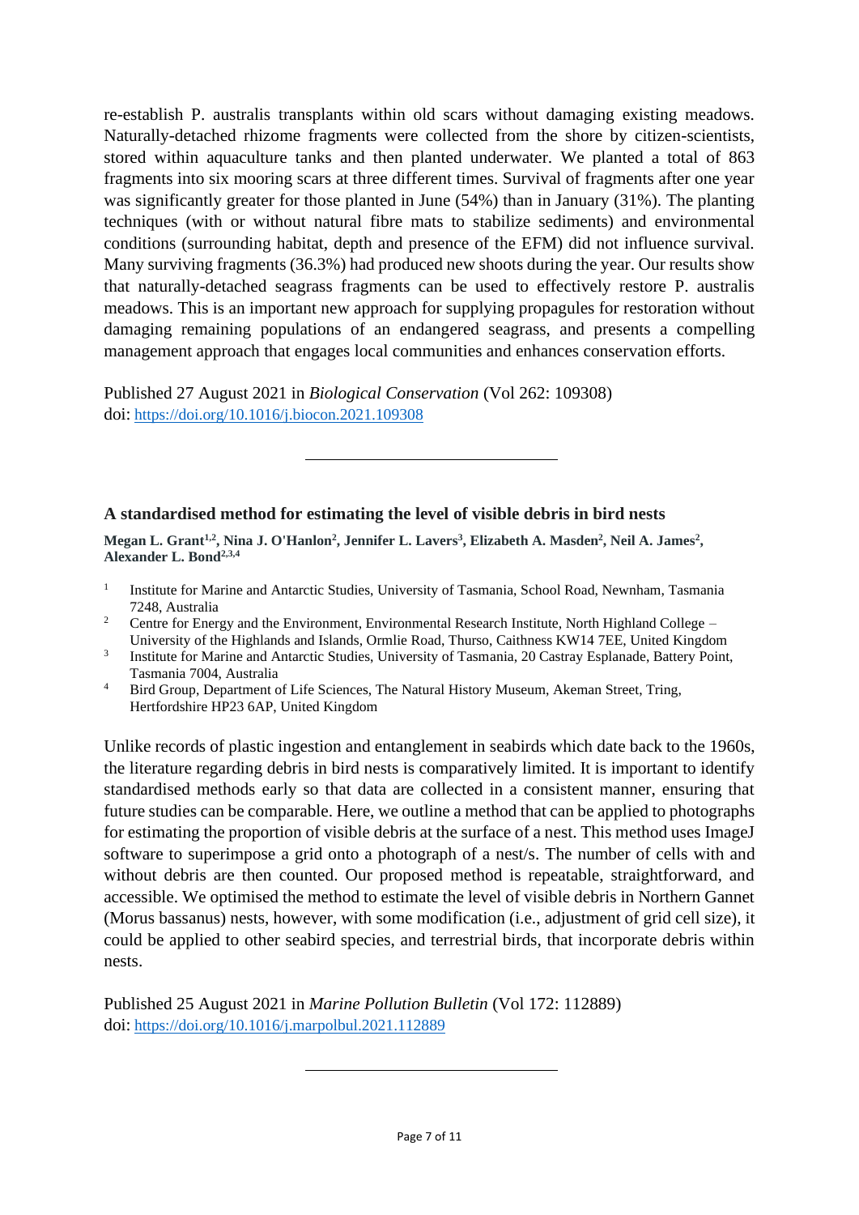re-establish P. australis transplants within old scars without damaging existing meadows. Naturally-detached rhizome fragments were collected from the shore by citizen-scientists, stored within aquaculture tanks and then planted underwater. We planted a total of 863 fragments into six mooring scars at three different times. Survival of fragments after one year was significantly greater for those planted in June (54%) than in January (31%). The planting techniques (with or without natural fibre mats to stabilize sediments) and environmental conditions (surrounding habitat, depth and presence of the EFM) did not influence survival. Many surviving fragments (36.3%) had produced new shoots during the year. Our results show that naturally-detached seagrass fragments can be used to effectively restore P. australis meadows. This is an important new approach for supplying propagules for restoration without damaging remaining populations of an endangered seagrass, and presents a compelling management approach that engages local communities and enhances conservation efforts.

Published 27 August 2021 in *Biological Conservation* (Vol 262: 109308)
doi: https://doi.org/10.1016/j.biocon.2021.109308

---

### A standardised method for estimating the level of visible debris in bird nests

**Megan L. Grant[1,2], Nina J. O'Hanlon[2], Jennifer L. Lavers[3], Elizabeth A. Masden[2], Neil A. James[2], Alexander L. Bond[2,3,4]**

1. Institute for Marine and Antarctic Studies, University of Tasmania, School Road, Newnham, Tasmania 7248, Australia
2. Centre for Energy and the Environment, Environmental Research Institute, North Highland College – University of the Highlands and Islands, Ormlie Road, Thurso, Caithness KW14 7EE, United Kingdom
3. Institute for Marine and Antarctic Studies, University of Tasmania, 20 Castray Esplanade, Battery Point, Tasmania 7004, Australia
4. Bird Group, Department of Life Sciences, The Natural History Museum, Akeman Street, Tring, Hertfordshire HP23 6AP, United Kingdom

Unlike records of plastic ingestion and entanglement in seabirds which date back to the 1960s, the literature regarding debris in bird nests is comparatively limited. It is important to identify standardised methods early so that data are collected in a consistent manner, ensuring that future studies can be comparable. Here, we outline a method that can be applied to photographs for estimating the proportion of visible debris at the surface of a nest. This method uses ImageJ software to superimpose a grid onto a photograph of a nest/s. The number of cells with and without debris are then counted. Our proposed method is repeatable, straightforward, and accessible. We optimised the method to estimate the level of visible debris in Northern Gannet (Morus bassanus) nests, however, with some modification (i.e., adjustment of grid cell size), it could be applied to other seabird species, and terrestrial birds, that incorporate debris within nests.

Published 25 August 2021 in *Marine Pollution Bulletin* (Vol 172: 112889)
doi: https://doi.org/10.1016/j.marpolbul.2021.112889

---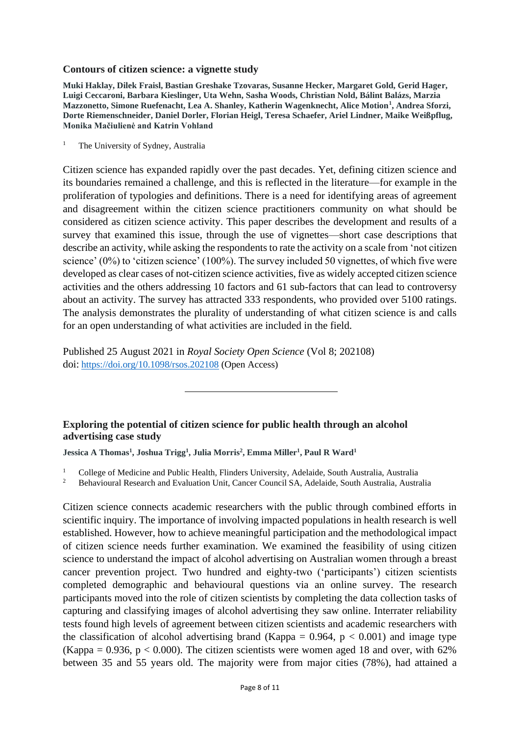### Contours of citizen science: a vignette study

**Muki Haklay, Dilek Fraisl, Bastian Greshake Tzovaras, Susanne Hecker, Margaret Gold, Gerid Hager, Luigi Ceccaroni, Barbara Kieslinger, Uta Wehn, Sasha Woods, Christian Nold, Bálint Balázs, Marzia Mazzonetto, Simone Ruefenacht, Lea A. Shanley, Katherin Wagenknecht, Alice Motion[1], Andrea Sforzi, Dorte Riemenschneider, Daniel Dorler, Florian Heigl, Teresa Schaefer, Ariel Lindner, Maike Weißpflug, Monika Mačiulienė and Katrin Vohland**

[1] The University of Sydney, Australia

Citizen science has expanded rapidly over the past decades. Yet, defining citizen science and its boundaries remained a challenge, and this is reflected in the literature—for example in the proliferation of typologies and definitions. There is a need for identifying areas of agreement and disagreement within the citizen science practitioners community on what should be considered as citizen science activity. This paper describes the development and results of a survey that examined this issue, through the use of vignettes—short case descriptions that describe an activity, while asking the respondents to rate the activity on a scale from 'not citizen science' (0%) to 'citizen science' (100%). The survey included 50 vignettes, of which five were developed as clear cases of not-citizen science activities, five as widely accepted citizen science activities and the others addressing 10 factors and 61 sub-factors that can lead to controversy about an activity. The survey has attracted 333 respondents, who provided over 5100 ratings. The analysis demonstrates the plurality of understanding of what citizen science is and calls for an open understanding of what activities are included in the field.

Published 25 August 2021 in *Royal Society Open Science* (Vol 8; 202108)
doi: https://doi.org/10.1098/rsos.202108 (Open Access)

---

### Exploring the potential of citizen science for public health through an alcohol advertising case study

**Jessica A Thomas[1], Joshua Trigg[1], Julia Morris[2], Emma Miller[1], Paul R Ward[1]**

[1] College of Medicine and Public Health, Flinders University, Adelaide, South Australia, Australia
[2] Behavioural Research and Evaluation Unit, Cancer Council SA, Adelaide, South Australia, Australia

Citizen science connects academic researchers with the public through combined efforts in scientific inquiry. The importance of involving impacted populations in health research is well established. However, how to achieve meaningful participation and the methodological impact of citizen science needs further examination. We examined the feasibility of using citizen science to understand the impact of alcohol advertising on Australian women through a breast cancer prevention project. Two hundred and eighty-two ('participants') citizen scientists completed demographic and behavioural questions via an online survey. The research participants moved into the role of citizen scientists by completing the data collection tasks of capturing and classifying images of alcohol advertising they saw online. Interrater reliability tests found high levels of agreement between citizen scientists and academic researchers with the classification of alcohol advertising brand (Kappa = 0.964, $p < 0.001$) and image type (Kappa = 0.936, $p < 0.000$). The citizen scientists were women aged 18 and over, with 62% between 35 and 55 years old. The majority were from major cities (78%), had attained a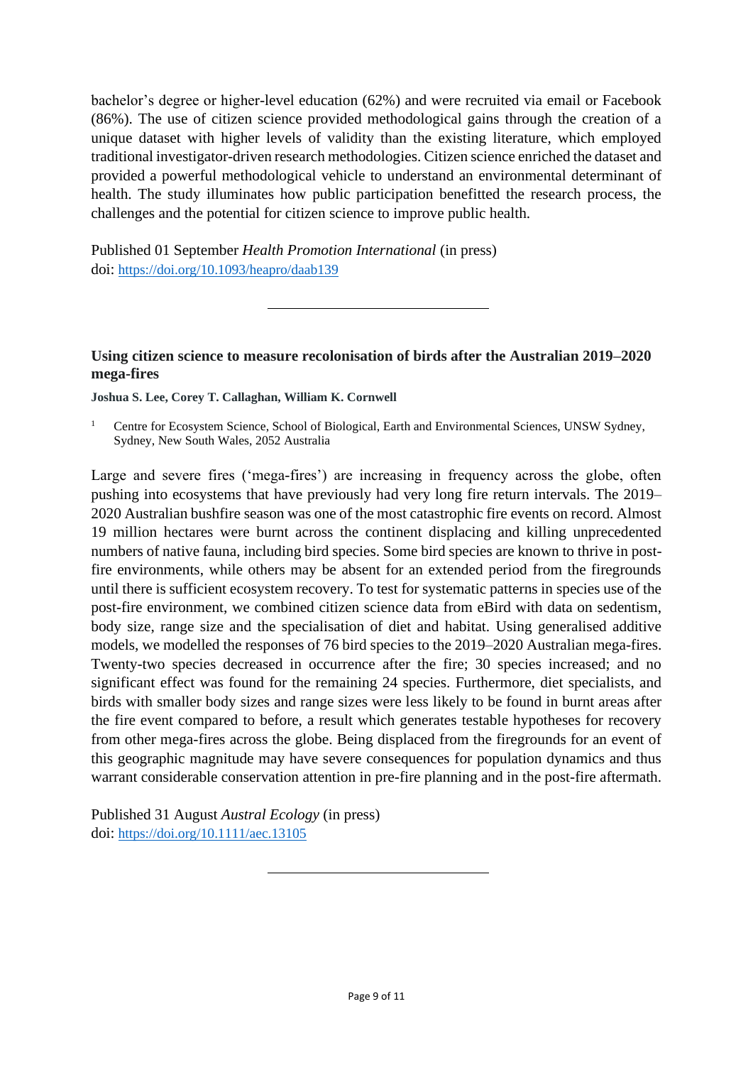bachelor's degree or higher-level education (62%) and were recruited via email or Facebook (86%). The use of citizen science provided methodological gains through the creation of a unique dataset with higher levels of validity than the existing literature, which employed traditional investigator-driven research methodologies. Citizen science enriched the dataset and provided a powerful methodological vehicle to understand an environmental determinant of health. The study illuminates how public participation benefitted the research process, the challenges and the potential for citizen science to improve public health.

Published 01 September *Health Promotion International* (in press)
doi: https://doi.org/10.1093/heapro/daab139

---

### Using citizen science to measure recolonisation of birds after the Australian 2019–2020 mega-fires

**Joshua S. Lee, Corey T. Callaghan, William K. Cornwell**

[1] Centre for Ecosystem Science, School of Biological, Earth and Environmental Sciences, UNSW Sydney, Sydney, New South Wales, 2052 Australia

Large and severe fires ('mega-fires') are increasing in frequency across the globe, often pushing into ecosystems that have previously had very long fire return intervals. The 2019–2020 Australian bushfire season was one of the most catastrophic fire events on record. Almost 19 million hectares were burnt across the continent displacing and killing unprecedented numbers of native fauna, including bird species. Some bird species are known to thrive in post-fire environments, while others may be absent for an extended period from the firegrounds until there is sufficient ecosystem recovery. To test for systematic patterns in species use of the post-fire environment, we combined citizen science data from eBird with data on sedentism, body size, range size and the specialisation of diet and habitat. Using generalised additive models, we modelled the responses of 76 bird species to the 2019–2020 Australian mega-fires. Twenty-two species decreased in occurrence after the fire; 30 species increased; and no significant effect was found for the remaining 24 species. Furthermore, diet specialists, and birds with smaller body sizes and range sizes were less likely to be found in burnt areas after the fire event compared to before, a result which generates testable hypotheses for recovery from other mega-fires across the globe. Being displaced from the firegrounds for an event of this geographic magnitude may have severe consequences for population dynamics and thus warrant considerable conservation attention in pre-fire planning and in the post-fire aftermath.

Published 31 August *Austral Ecology* (in press)
doi: https://doi.org/10.1111/aec.13105

---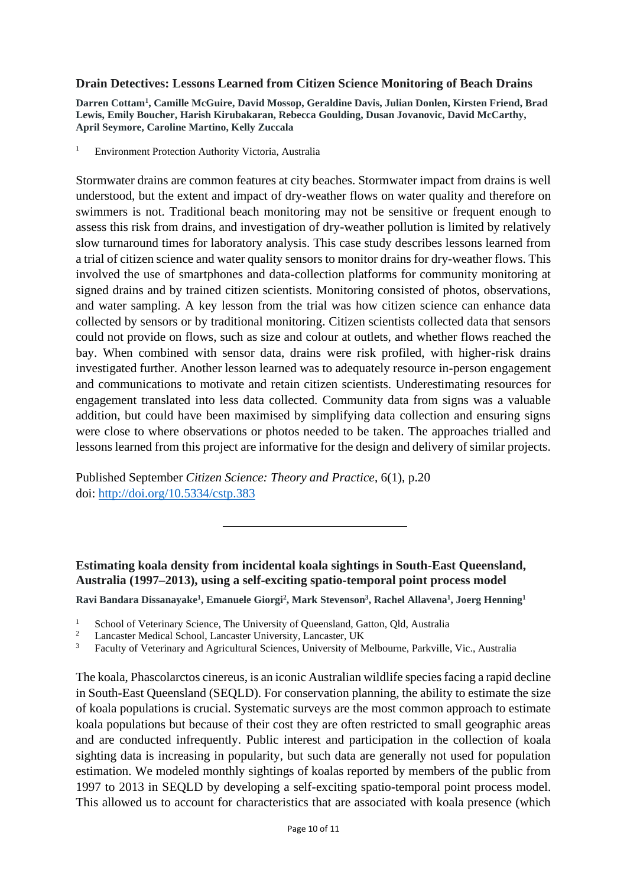### Drain Detectives: Lessons Learned from Citizen Science Monitoring of Beach Drains

**Darren Cottam[1], Camille McGuire, David Mossop, Geraldine Davis, Julian Donlen, Kirsten Friend, Brad Lewis, Emily Boucher, Harish Kirubakaran, Rebecca Goulding, Dusan Jovanovic, David McCarthy, April Seymore, Caroline Martino, Kelly Zuccala**

[1] Environment Protection Authority Victoria, Australia

Stormwater drains are common features at city beaches. Stormwater impact from drains is well understood, but the extent and impact of dry-weather flows on water quality and therefore on swimmers is not. Traditional beach monitoring may not be sensitive or frequent enough to assess this risk from drains, and investigation of dry-weather pollution is limited by relatively slow turnaround times for laboratory analysis. This case study describes lessons learned from a trial of citizen science and water quality sensors to monitor drains for dry-weather flows. This involved the use of smartphones and data-collection platforms for community monitoring at signed drains and by trained citizen scientists. Monitoring consisted of photos, observations, and water sampling. A key lesson from the trial was how citizen science can enhance data collected by sensors or by traditional monitoring. Citizen scientists collected data that sensors could not provide on flows, such as size and colour at outlets, and whether flows reached the bay. When combined with sensor data, drains were risk profiled, with higher-risk drains investigated further. Another lesson learned was to adequately resource in-person engagement and communications to motivate and retain citizen scientists. Underestimating resources for engagement translated into less data collected. Community data from signs was a valuable addition, but could have been maximised by simplifying data collection and ensuring signs were close to where observations or photos needed to be taken. The approaches trialled and lessons learned from this project are informative for the design and delivery of similar projects.

Published September *Citizen Science: Theory and Practice*, 6(1), p.20
doi: http://doi.org/10.5334/cstp.383

---

### Estimating koala density from incidental koala sightings in South-East Queensland, Australia (1997–2013), using a self-exciting spatio-temporal point process model

**Ravi Bandara Dissanayake[1], Emanuele Giorgi[2], Mark Stevenson[3], Rachel Allavena[1], Joerg Henning[1]**

[1] School of Veterinary Science, The University of Queensland, Gatton, Qld, Australia
[2] Lancaster Medical School, Lancaster University, Lancaster, UK
[3] Faculty of Veterinary and Agricultural Sciences, University of Melbourne, Parkville, Vic., Australia

The koala, Phascolarctos cinereus, is an iconic Australian wildlife species facing a rapid decline in South-East Queensland (SEQLD). For conservation planning, the ability to estimate the size of koala populations is crucial. Systematic surveys are the most common approach to estimate koala populations but because of their cost they are often restricted to small geographic areas and are conducted infrequently. Public interest and participation in the collection of koala sighting data is increasing in popularity, but such data are generally not used for population estimation. We modeled monthly sightings of koalas reported by members of the public from 1997 to 2013 in SEQLD by developing a self-exciting spatio-temporal point process model. This allowed us to account for characteristics that are associated with koala presence (which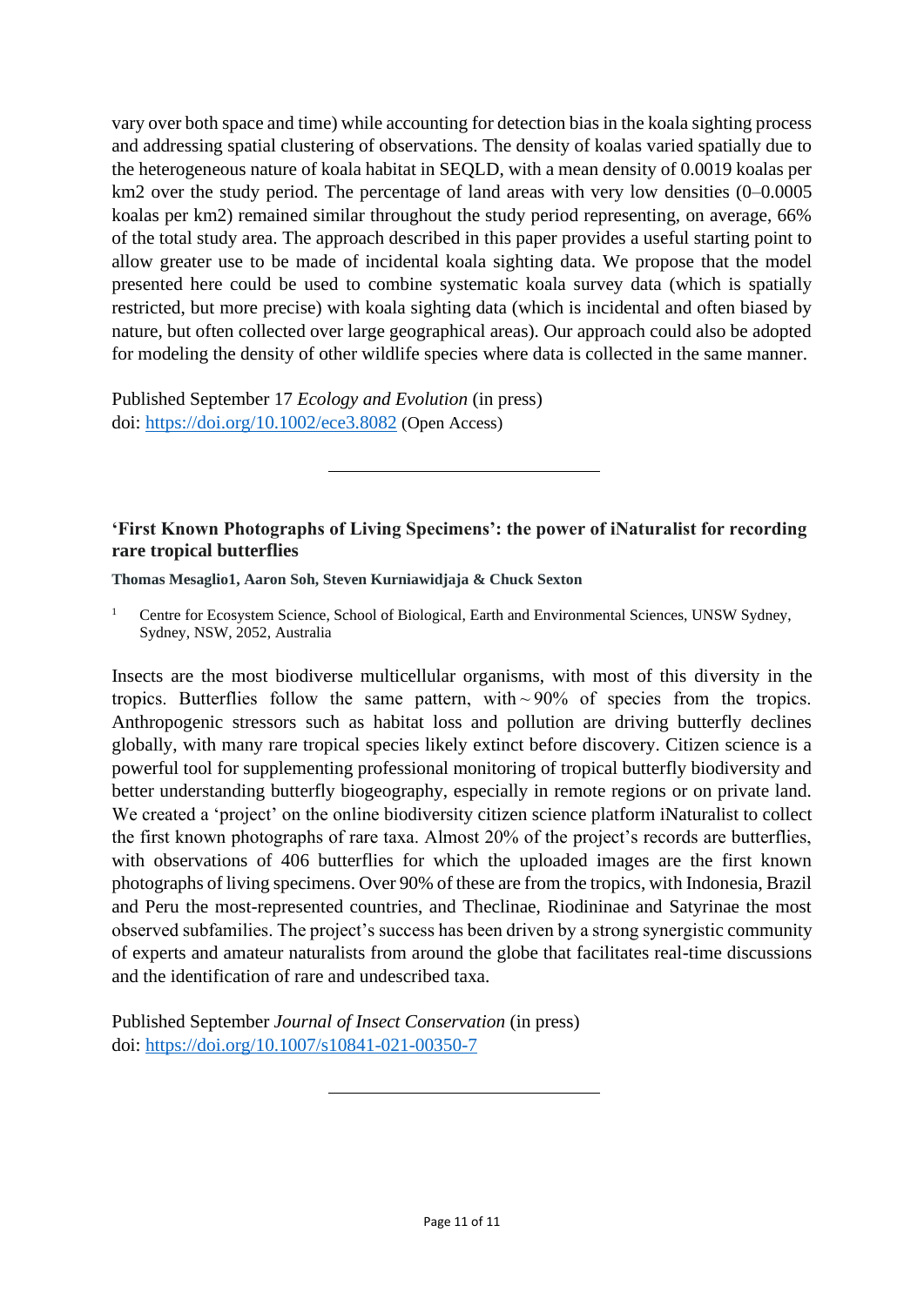vary over both space and time) while accounting for detection bias in the koala sighting process and addressing spatial clustering of observations. The density of koalas varied spatially due to the heterogeneous nature of koala habitat in SEQLD, with a mean density of 0.0019 koalas per km2 over the study period. The percentage of land areas with very low densities (0–0.0005 koalas per km2) remained similar throughout the study period representing, on average, 66% of the total study area. The approach described in this paper provides a useful starting point to allow greater use to be made of incidental koala sighting data. We propose that the model presented here could be used to combine systematic koala survey data (which is spatially restricted, but more precise) with koala sighting data (which is incidental and often biased by nature, but often collected over large geographical areas). Our approach could also be adopted for modeling the density of other wildlife species where data is collected in the same manner.

Published September 17 *Ecology and Evolution* (in press)
doi: https://doi.org/10.1002/ece3.8082 (Open Access)

---

### 'First Known Photographs of Living Specimens': the power of iNaturalist for recording rare tropical butterflies

**Thomas Mesaglio[1], Aaron Soh, Steven Kurniawidjaja & Chuck Sexton**

[1] Centre for Ecosystem Science, School of Biological, Earth and Environmental Sciences, UNSW Sydney, Sydney, NSW, 2052, Australia

Insects are the most biodiverse multicellular organisms, with most of this diversity in the tropics. Butterflies follow the same pattern, with ~ 90% of species from the tropics. Anthropogenic stressors such as habitat loss and pollution are driving butterfly declines globally, with many rare tropical species likely extinct before discovery. Citizen science is a powerful tool for supplementing professional monitoring of tropical butterfly biodiversity and better understanding butterfly biogeography, especially in remote regions or on private land. We created a 'project' on the online biodiversity citizen science platform iNaturalist to collect the first known photographs of rare taxa. Almost 20% of the project's records are butterflies, with observations of 406 butterflies for which the uploaded images are the first known photographs of living specimens. Over 90% of these are from the tropics, with Indonesia, Brazil and Peru the most-represented countries, and Theclinae, Riodininae and Satyrinae the most observed subfamilies. The project's success has been driven by a strong synergistic community of experts and amateur naturalists from around the globe that facilitates real-time discussions and the identification of rare and undescribed taxa.

Published September *Journal of Insect Conservation* (in press)
doi: https://doi.org/10.1007/s10841-021-00350-7

---